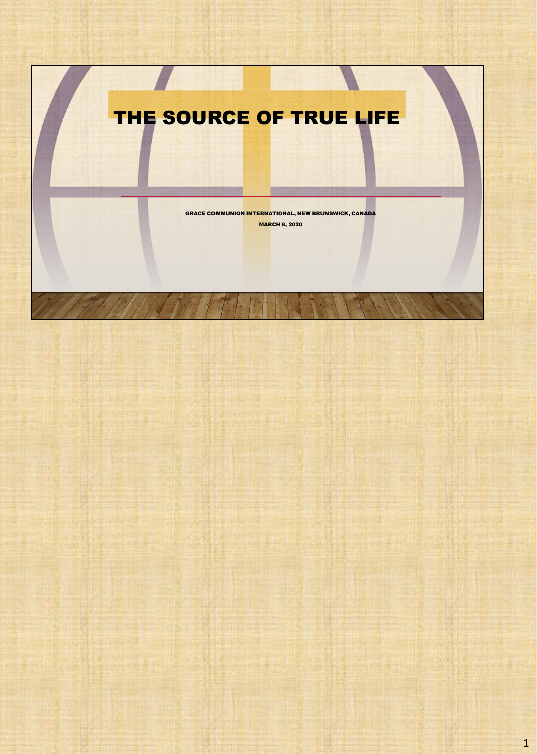# THE SOURCE OF TRUE LIFE

GRACE COMMUNION INTERNATIONAL, NEW BRUNSWICK, CANADA

MARCH 8, 2020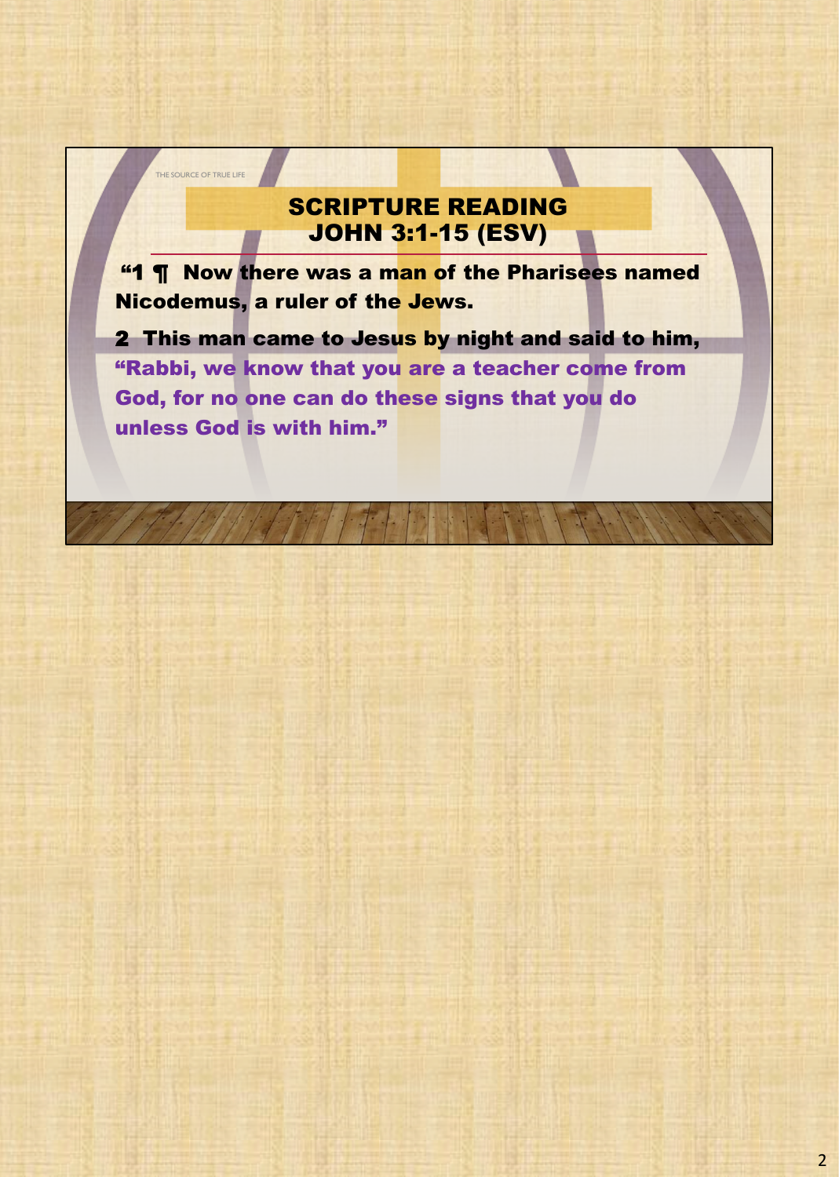THE SOURCE OF TRUE LIFE

## SCRIPTURE READING
## JOHN 3:1-15 (ESV)

**“1 ¶ Now there was a man of the Pharisees named Nicodemus, a ruler of the Jews.**

**2 This man came to Jesus by night and said to him, “Rabbi, we know that you are a teacher come from God, for no one can do these signs that you do unless God is with him.”**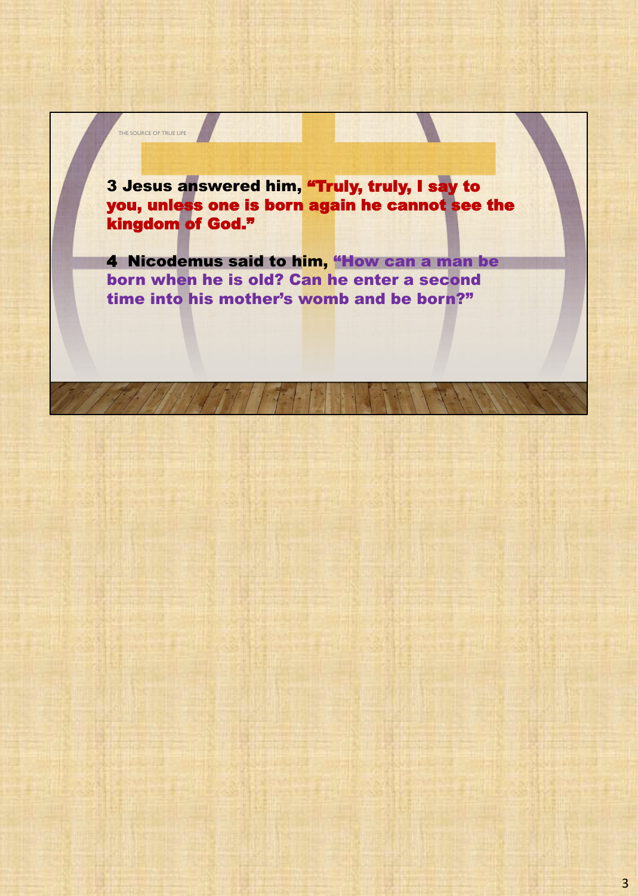THE SOURCE OF TRUE LIFE

**3 Jesus answered him, "Truly, truly, I say to you, unless one is born again he cannot see the kingdom of God."**

**4 Nicodemus said to him, "How can a man be born when he is old? Can he enter a second time into his mother's womb and be born?"**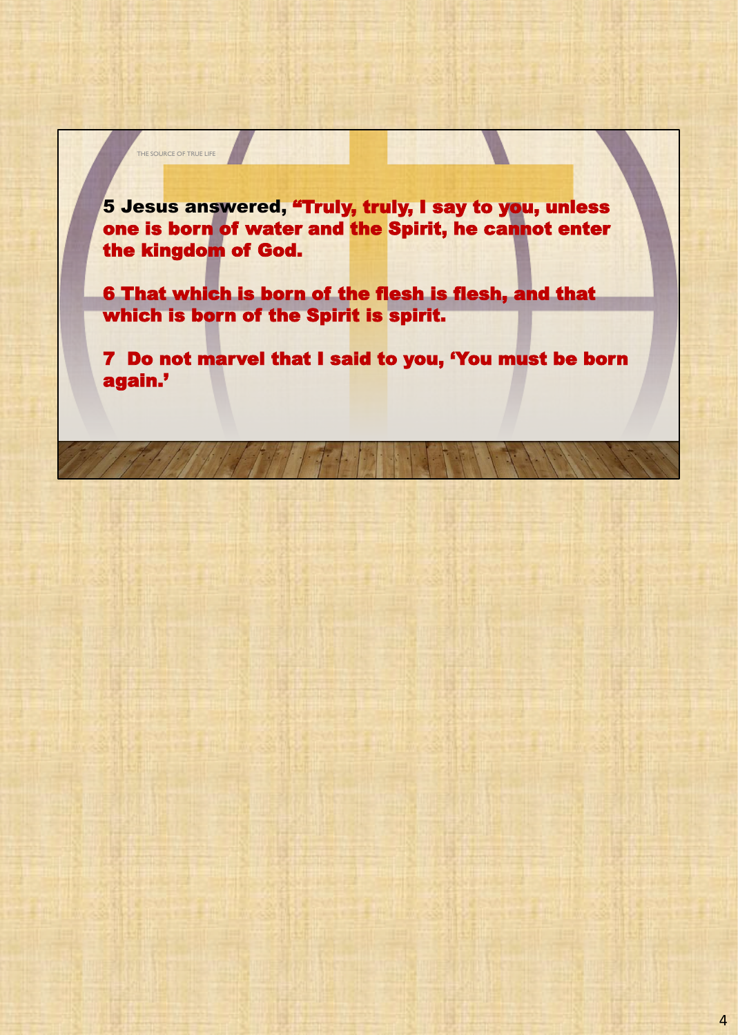THE SOURCE OF TRUE LIFE

**5 Jesus answered, "Truly, truly, I say to you, unless one is born of water and the Spirit, he cannot enter the kingdom of God.**

**6 That which is born of the flesh is flesh, and that which is born of the Spirit is spirit.**

**7 Do not marvel that I said to you, 'You must be born again.'**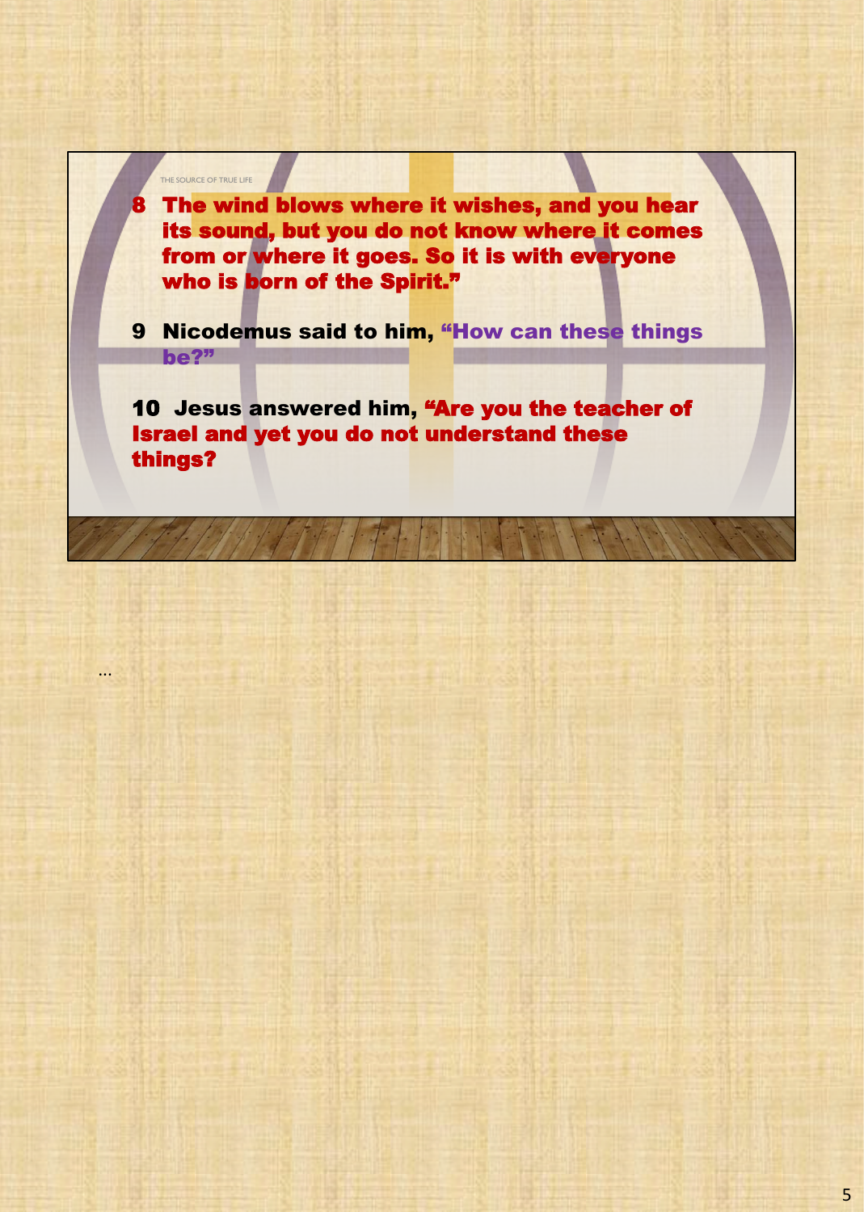THE SOURCE OF TRUE LIFE

**8 The wind blows where it wishes, and you hear its sound, but you do not know where it comes from or where it goes. So it is with everyone who is born of the Spirit."**

**9 Nicodemus said to him, "How can these things be?"**

**10 Jesus answered him, "Are you the teacher of Israel and yet you do not understand these things?**

…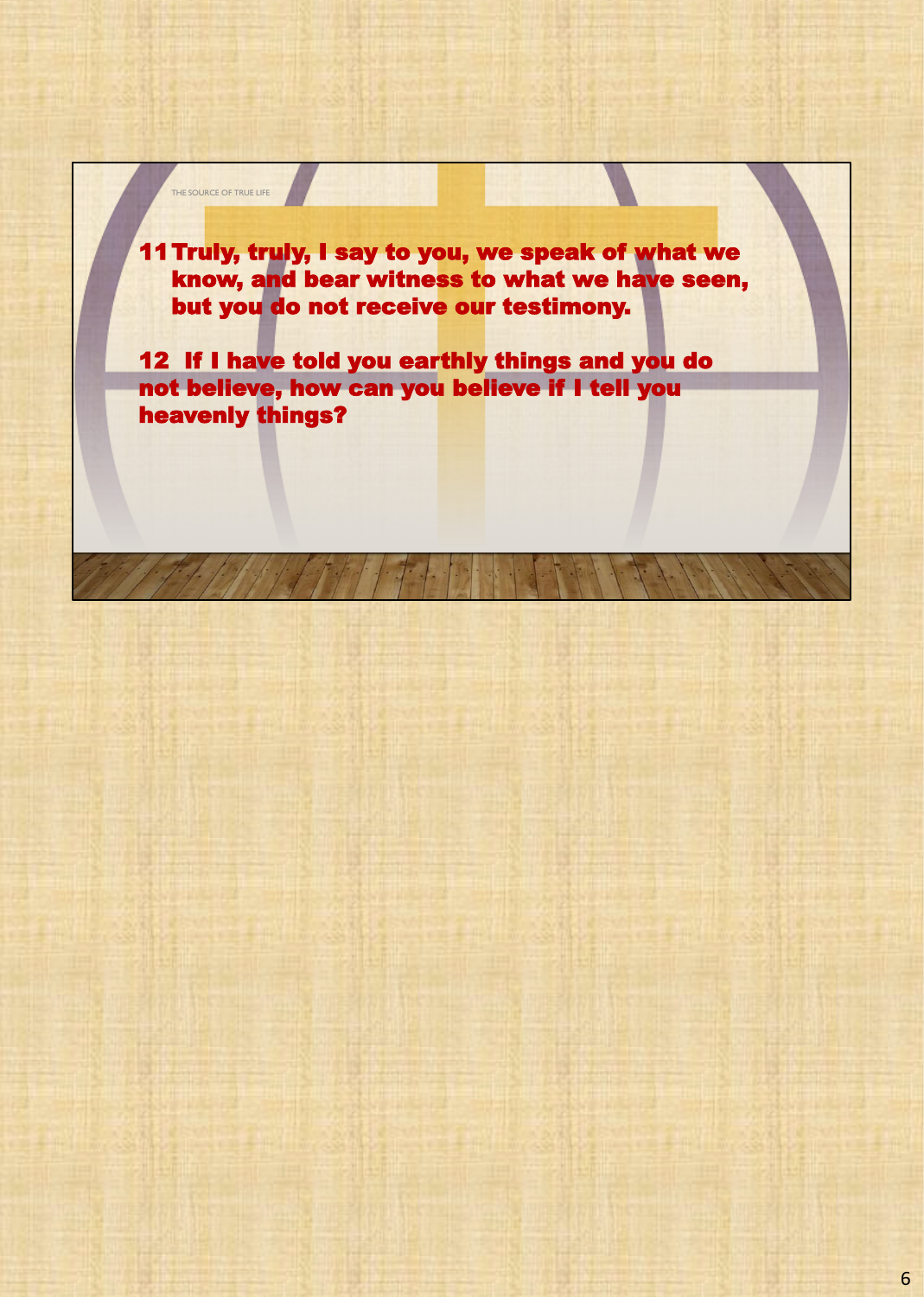THE SOURCE OF TRUE LIFE

11 Truly, truly, I say to you, we speak of what we know, and bear witness to what we have seen, but you do not receive our testimony.

12 If I have told you earthly things and you do not believe, how can you believe if I tell you heavenly things?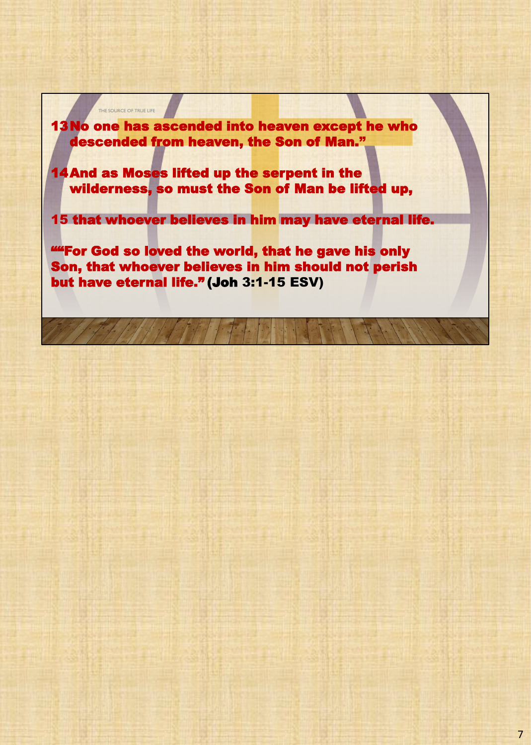THE SOURCE OF TRUE LIFE

13 No one has ascended into heaven except he who descended from heaven, the Son of Man."

14 And as Moses lifted up the serpent in the wilderness, so must the Son of Man be lifted up,

15 that whoever believes in him may have eternal life.

""For God so loved the world, that he gave his only Son, that whoever believes in him should not perish but have eternal life." (Joh 3:1-15 ESV)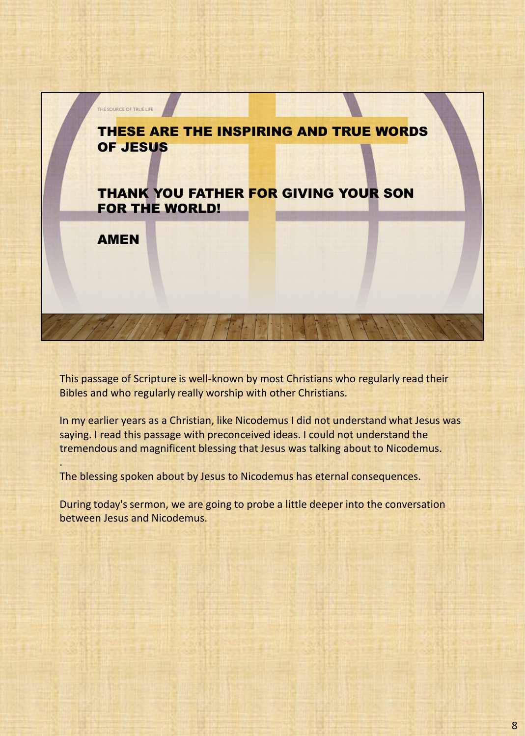THE SOURCE OF TRUE LIFE

**THESE ARE THE INSPIRING AND TRUE WORDS OF JESUS**

**THANK YOU FATHER FOR GIVING YOUR SON FOR THE WORLD!**

**AMEN**

This passage of Scripture is well-known by most Christians who regularly read their Bibles and who regularly really worship with other Christians.

In my earlier years as a Christian, like Nicodemus I did not understand what Jesus was saying. I read this passage with preconceived ideas. I could not understand the tremendous and magnificent blessing that Jesus was talking about to Nicodemus.

.

The blessing spoken about by Jesus to Nicodemus has eternal consequences.

During today's sermon, we are going to probe a little deeper into the conversation between Jesus and Nicodemus.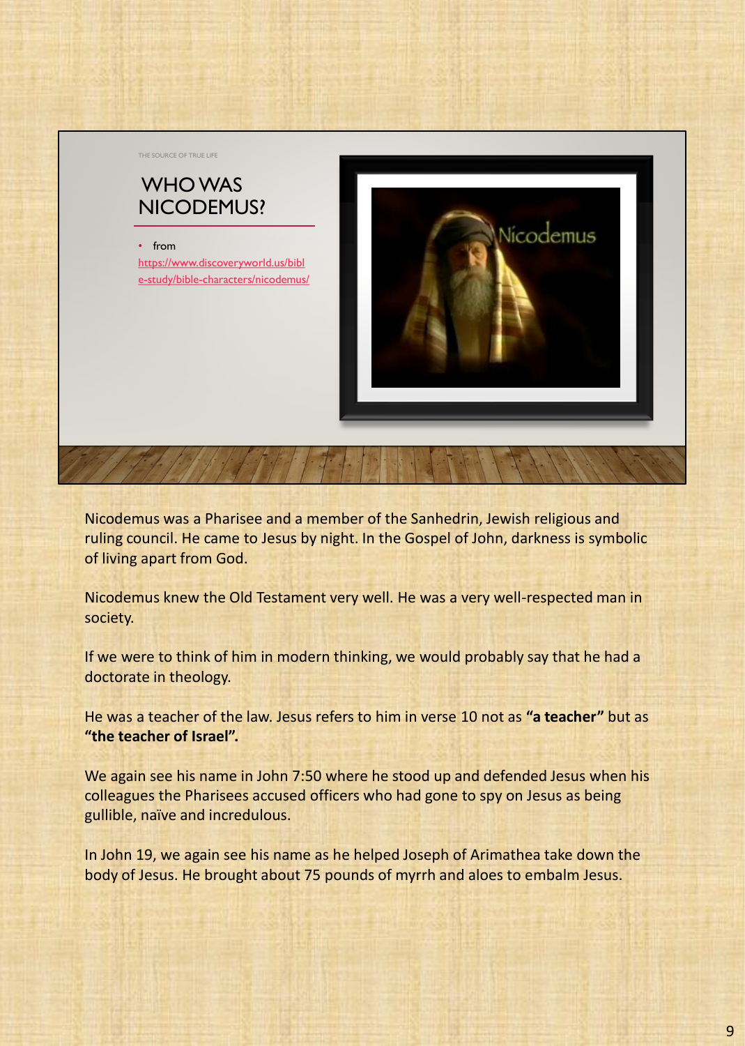THE SOURCE OF TRUE LIFE

# WHO WAS NICODEMUS?

- from https://www.discoveryworld.us/bible-study/bible-characters/nicodemus/

Nicodemus

Nicodemus was a Pharisee and a member of the Sanhedrin, Jewish religious and ruling council. He came to Jesus by night. In the Gospel of John, darkness is symbolic of living apart from God.

Nicodemus knew the Old Testament very well. He was a very well-respected man in society.

If we were to think of him in modern thinking, we would probably say that he had a doctorate in theology.

He was a teacher of the law. Jesus refers to him in verse 10 not as **"a teacher"** but as **"the teacher of Israel".**

We again see his name in John 7:50 where he stood up and defended Jesus when his colleagues the Pharisees accused officers who had gone to spy on Jesus as being gullible, naïve and incredulous.

In John 19, we again see his name as he helped Joseph of Arimathea take down the body of Jesus. He brought about 75 pounds of myrrh and aloes to embalm Jesus.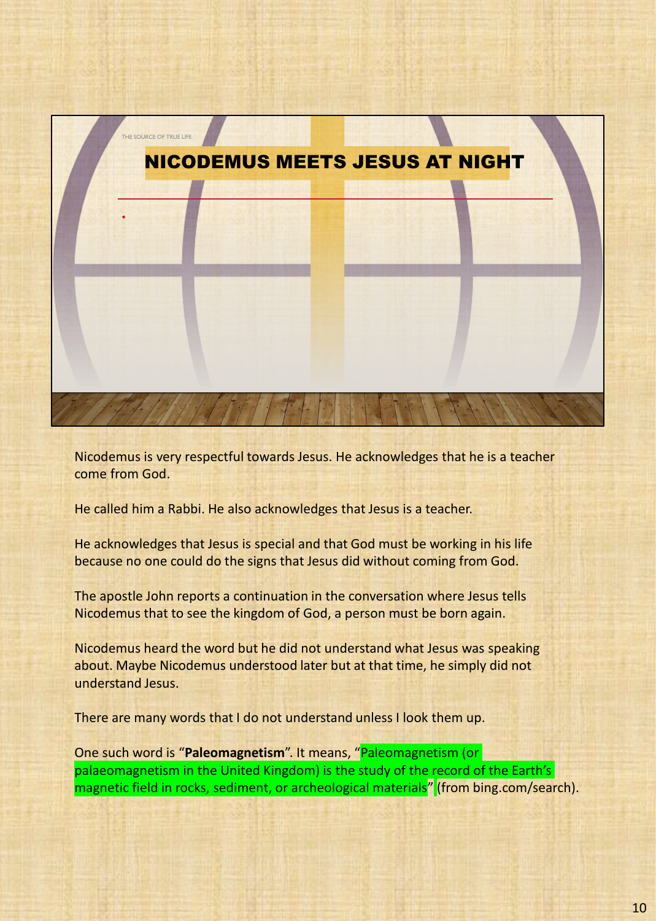THE SOURCE OF TRUE LIFE

# NICODEMUS MEETS JESUS AT NIGHT

Nicodemus is very respectful towards Jesus. He acknowledges that he is a teacher come from God.

He called him a Rabbi. He also acknowledges that Jesus is a teacher.

He acknowledges that Jesus is special and that God must be working in his life because no one could do the signs that Jesus did without coming from God.

The apostle John reports a continuation in the conversation where Jesus tells Nicodemus that to see the kingdom of God, a person must be born again.

Nicodemus heard the word but he did not understand what Jesus was speaking about. Maybe Nicodemus understood later but at that time, he simply did not understand Jesus.

There are many words that I do not understand unless I look them up.

One such word is "**Paleomagnetism**". It means, "Paleomagnetism (or palaeomagnetism in the United Kingdom) is the study of the record of the Earth's magnetic field in rocks, sediment, or archeological materials" (from bing.com/search).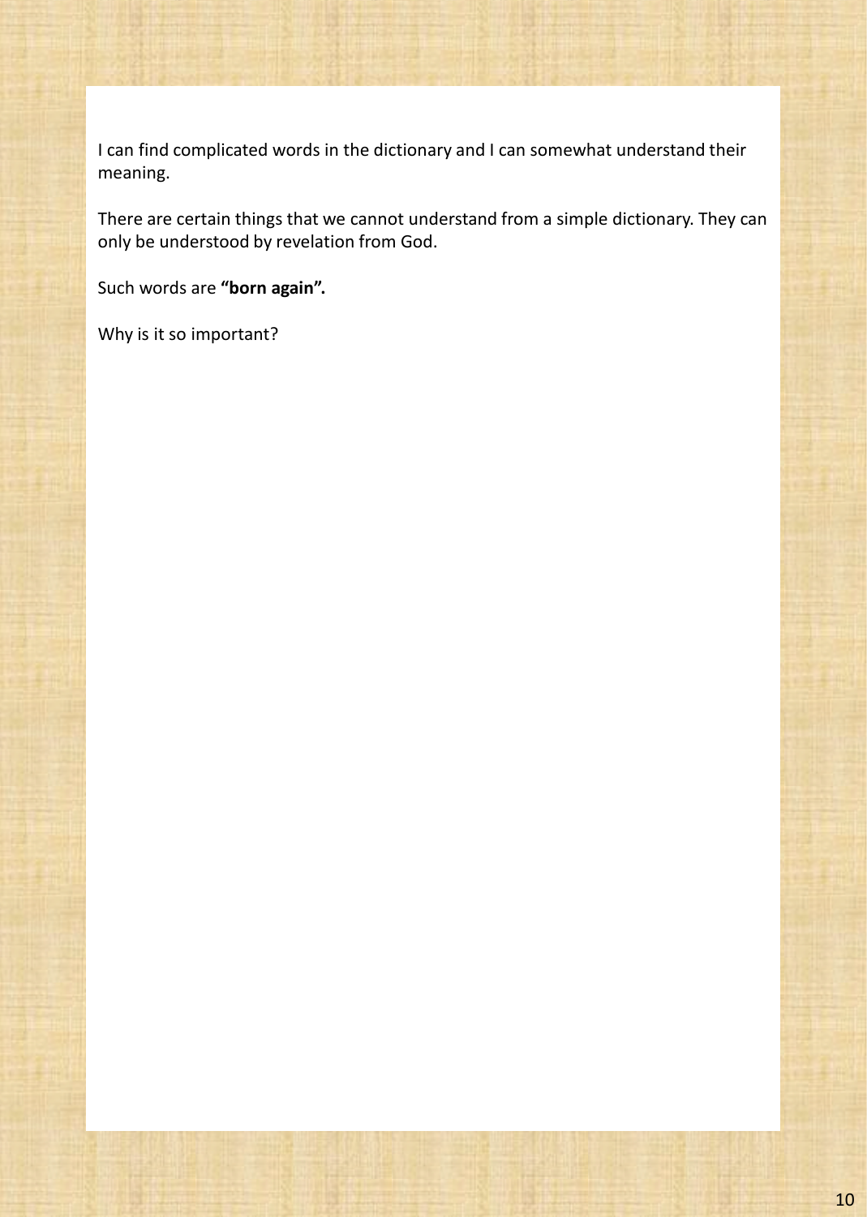I can find complicated words in the dictionary and I can somewhat understand their meaning.

There are certain things that we cannot understand from a simple dictionary. They can only be understood by revelation from God.

Such words are **"born again".**

Why is it so important?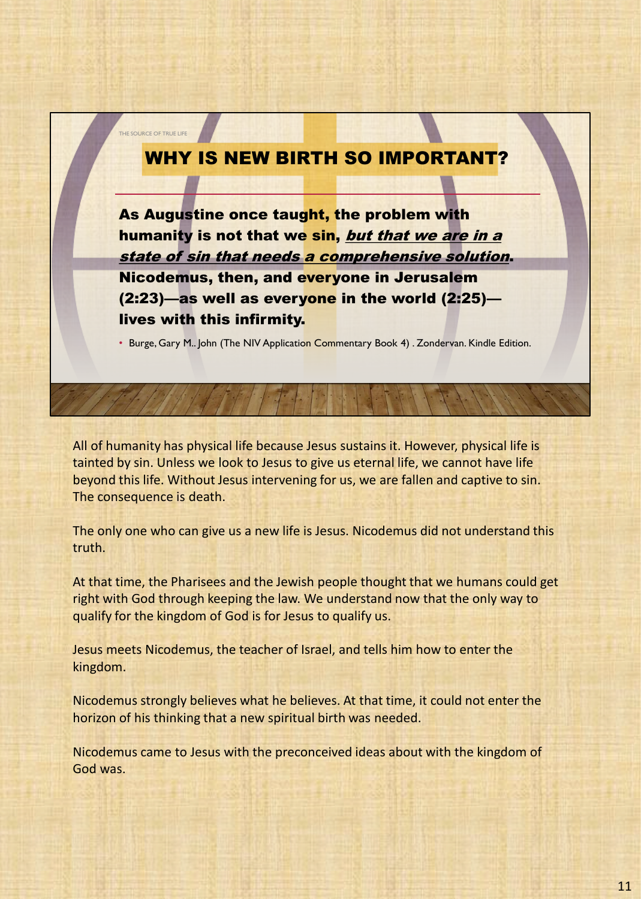THE SOURCE OF TRUE LIFE

## WHY IS NEW BIRTH SO IMPORTANT?

**As Augustine once taught, the problem with humanity is not that we sin, *but that we are in a state of sin that needs a comprehensive solution*. Nicodemus, then, and everyone in Jerusalem (2:23)—as well as everyone in the world (2:25)—lives with this infirmity.**

- Burge, Gary M.. John (The NIV Application Commentary Book 4) . Zondervan. Kindle Edition.

All of humanity has physical life because Jesus sustains it. However, physical life is tainted by sin. Unless we look to Jesus to give us eternal life, we cannot have life beyond this life. Without Jesus intervening for us, we are fallen and captive to sin. The consequence is death.

The only one who can give us a new life is Jesus. Nicodemus did not understand this truth.

At that time, the Pharisees and the Jewish people thought that we humans could get right with God through keeping the law. We understand now that the only way to qualify for the kingdom of God is for Jesus to qualify us.

Jesus meets Nicodemus, the teacher of Israel, and tells him how to enter the kingdom.

Nicodemus strongly believes what he believes. At that time, it could not enter the horizon of his thinking that a new spiritual birth was needed.

Nicodemus came to Jesus with the preconceived ideas about with the kingdom of God was.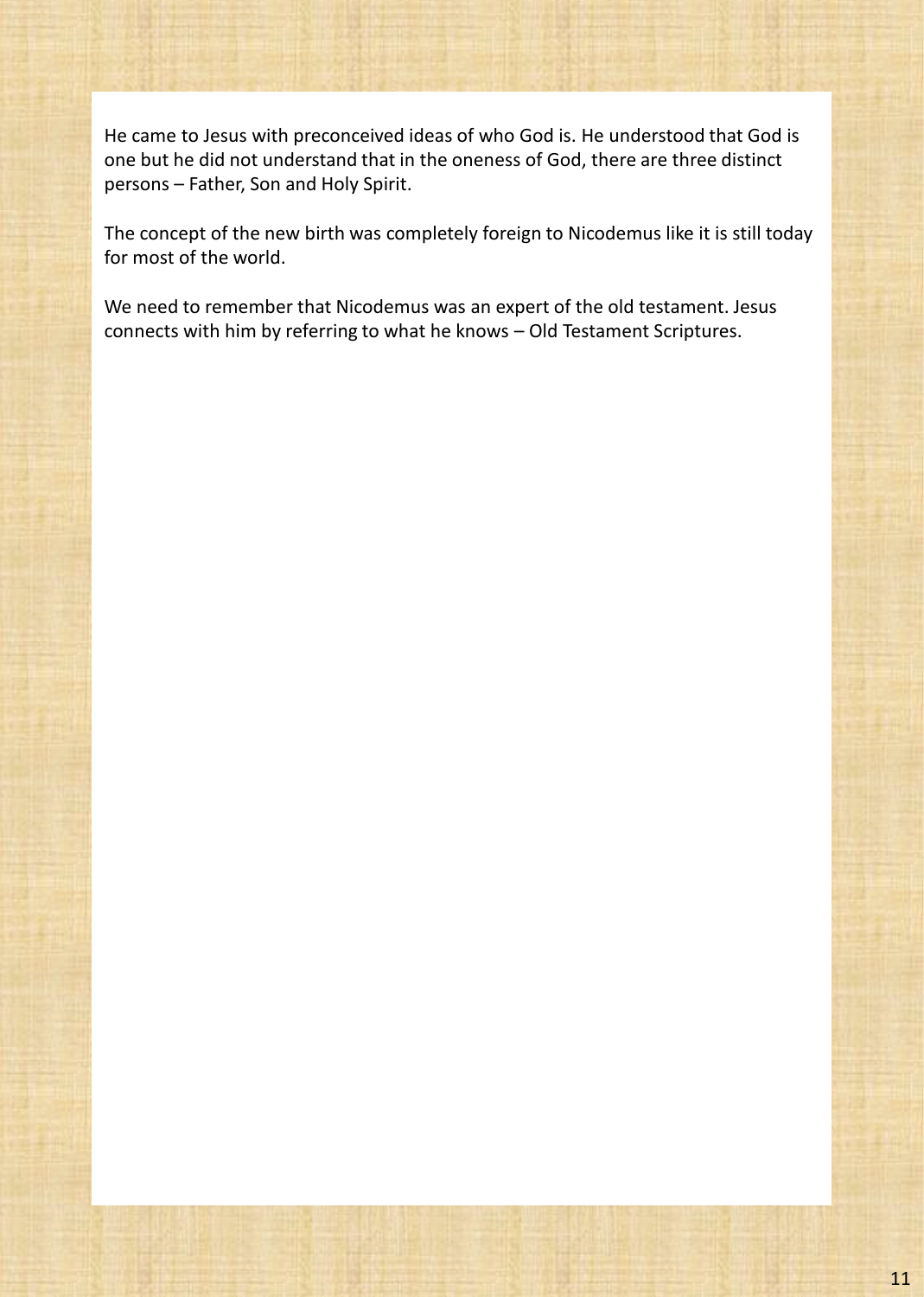He came to Jesus with preconceived ideas of who God is. He understood that God is one but he did not understand that in the oneness of God, there are three distinct persons – Father, Son and Holy Spirit.

The concept of the new birth was completely foreign to Nicodemus like it is still today for most of the world.

We need to remember that Nicodemus was an expert of the old testament. Jesus connects with him by referring to what he knows – Old Testament Scriptures.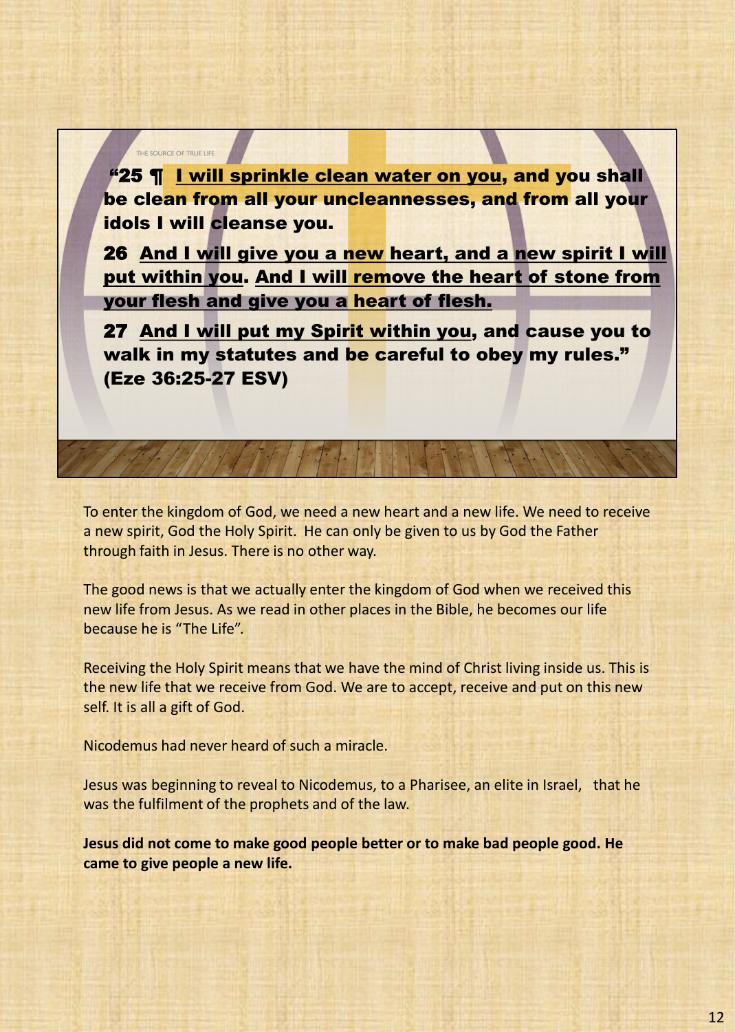THE SOURCE OF TRUE LIFE

**"25 ¶ I will sprinkle clean water on you, and you shall be clean from all your uncleannesses, and from all your idols I will cleanse you.**

**26 And I will give you a new heart, and a new spirit I will put within you. And I will remove the heart of stone from your flesh and give you a heart of flesh.**

**27 And I will put my Spirit within you, and cause you to walk in my statutes and be careful to obey my rules." (Eze 36:25-27 ESV)**

To enter the kingdom of God, we need a new heart and a new life. We need to receive a new spirit, God the Holy Spirit. He can only be given to us by God the Father through faith in Jesus. There is no other way.

The good news is that we actually enter the kingdom of God when we received this new life from Jesus. As we read in other places in the Bible, he becomes our life because he is "The Life".

Receiving the Holy Spirit means that we have the mind of Christ living inside us. This is the new life that we receive from God. We are to accept, receive and put on this new self. It is all a gift of God.

Nicodemus had never heard of such a miracle.

Jesus was beginning to reveal to Nicodemus, to a Pharisee, an elite in Israel, that he was the fulfilment of the prophets and of the law.

**Jesus did not come to make good people better or to make bad people good. He came to give people a new life.**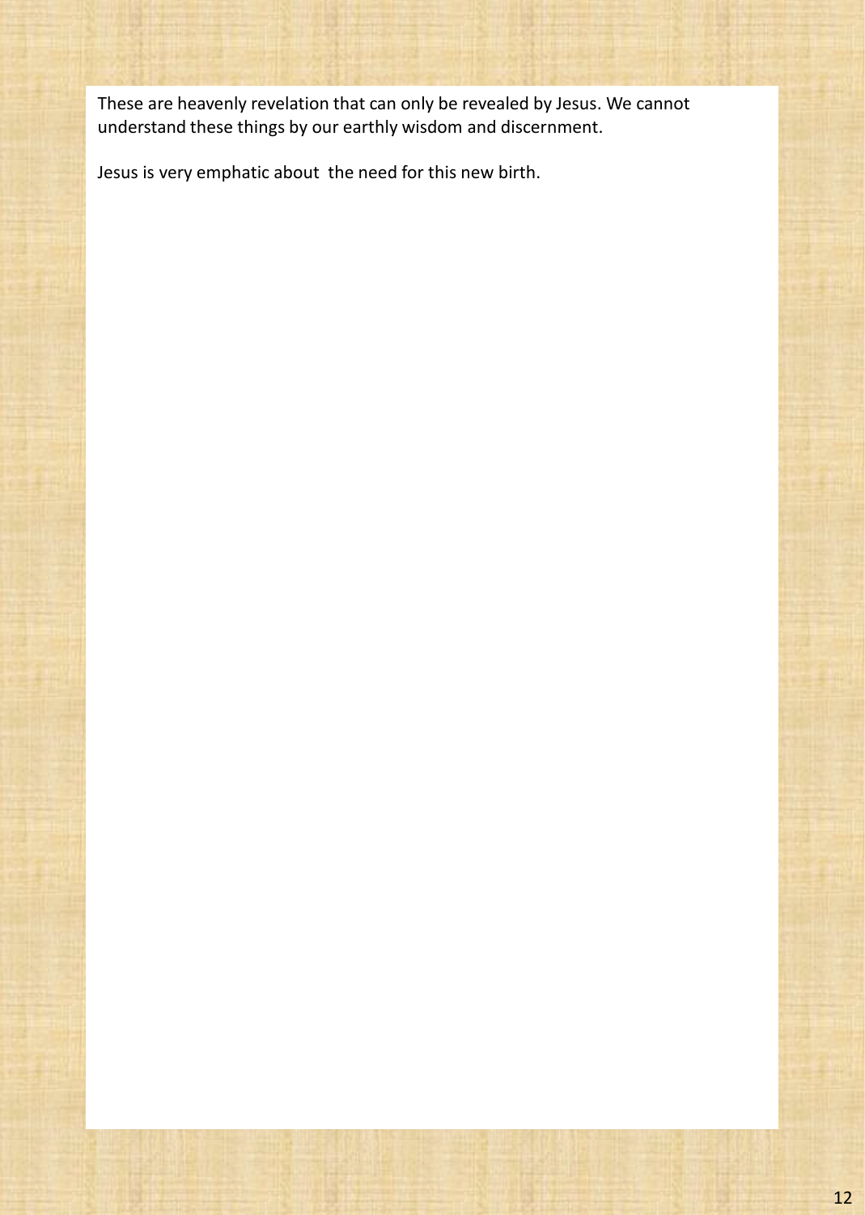These are heavenly revelation that can only be revealed by Jesus. We cannot understand these things by our earthly wisdom and discernment.

Jesus is very emphatic about the need for this new birth.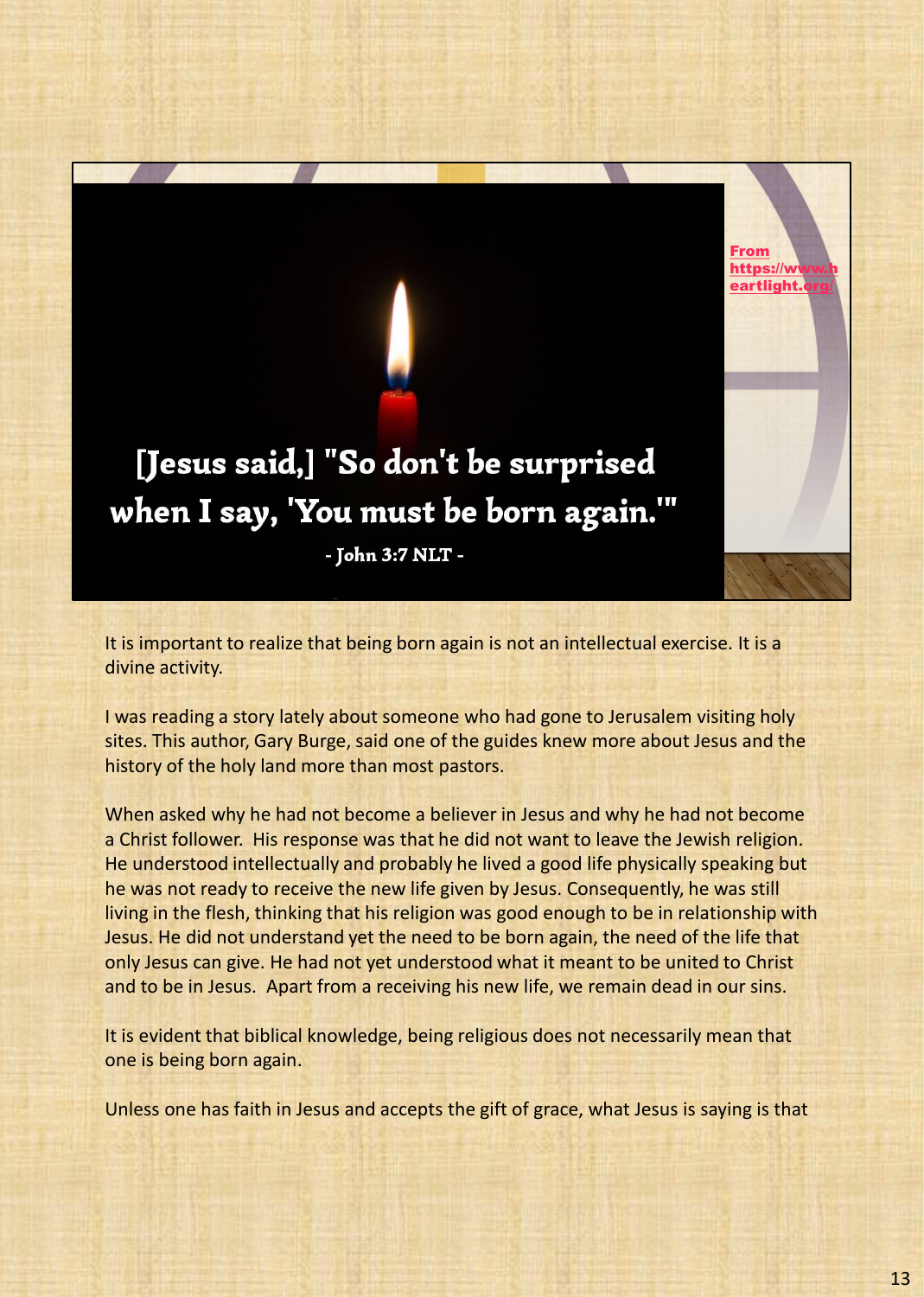From https://www.heartlight.org/

[Jesus said,] "So don't be surprised when I say, 'You must be born again.'"

- John 3:7 NLT -

It is important to realize that being born again is not an intellectual exercise. It is a divine activity.

I was reading a story lately about someone who had gone to Jerusalem visiting holy sites. This author, Gary Burge, said one of the guides knew more about Jesus and the history of the holy land more than most pastors.

When asked why he had not become a believer in Jesus and why he had not become a Christ follower. His response was that he did not want to leave the Jewish religion. He understood intellectually and probably he lived a good life physically speaking but he was not ready to receive the new life given by Jesus. Consequently, he was still living in the flesh, thinking that his religion was good enough to be in relationship with Jesus. He did not understand yet the need to be born again, the need of the life that only Jesus can give. He had not yet understood what it meant to be united to Christ and to be in Jesus. Apart from a receiving his new life, we remain dead in our sins.

It is evident that biblical knowledge, being religious does not necessarily mean that one is being born again.

Unless one has faith in Jesus and accepts the gift of grace, what Jesus is saying is that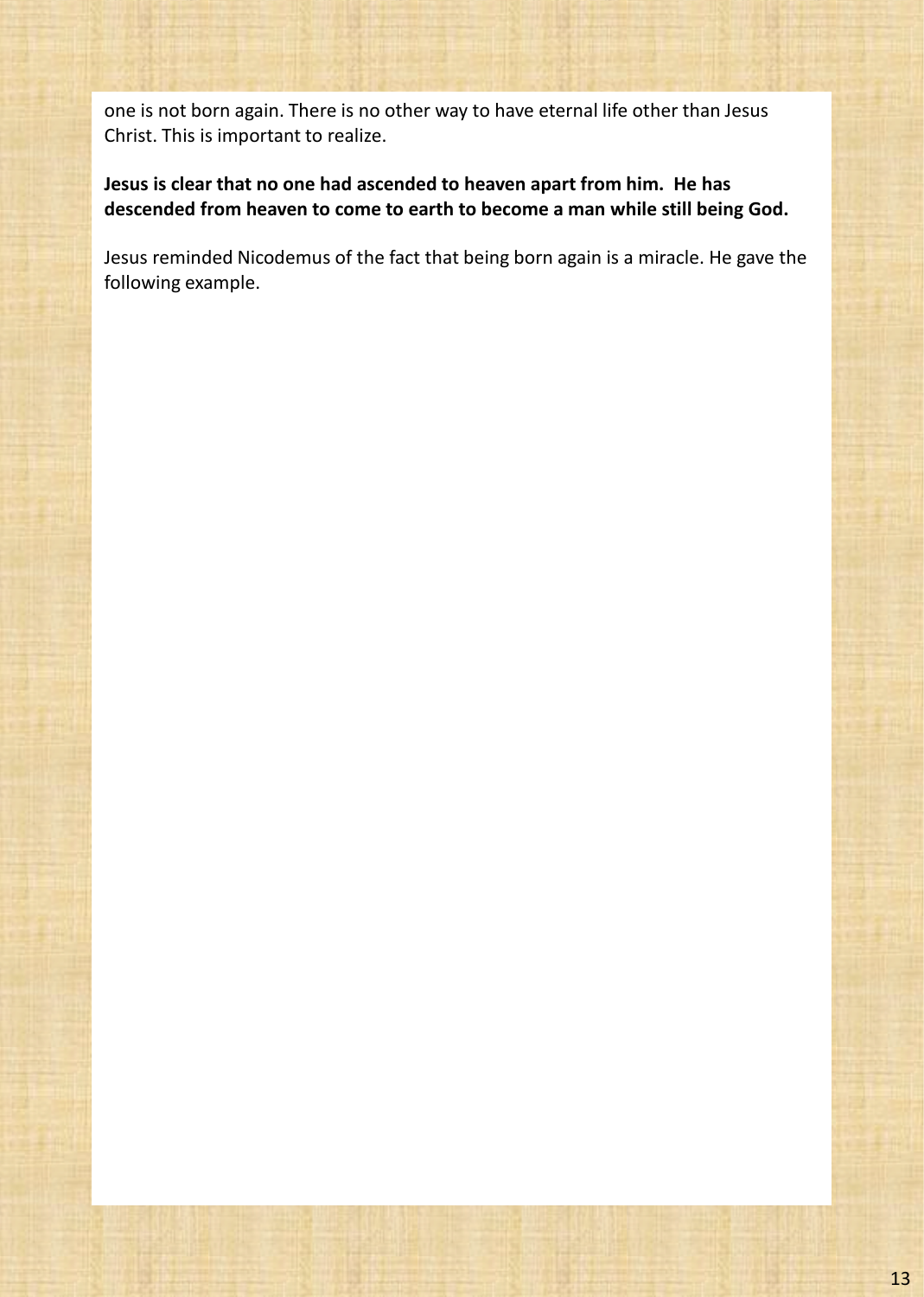one is not born again. There is no other way to have eternal life other than Jesus Christ. This is important to realize.

**Jesus is clear that no one had ascended to heaven apart from him. He has descended from heaven to come to earth to become a man while still being God.**

Jesus reminded Nicodemus of the fact that being born again is a miracle. He gave the following example.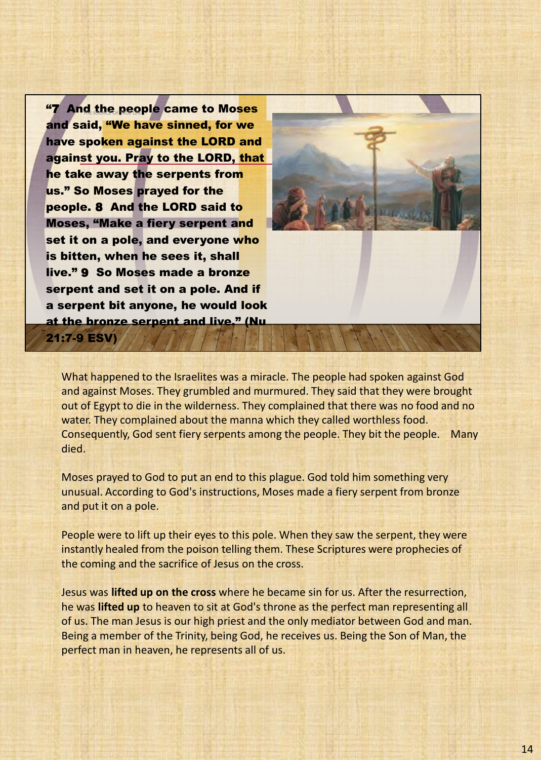**"7 And the people came to Moses and said, "We have sinned, for we have spoken against the LORD and against you. Pray to the LORD, that he take away the serpents from us." So Moses prayed for the people. 8 And the LORD said to Moses, "Make a fiery serpent and set it on a pole, and everyone who is bitten, when he sees it, shall live." 9 So Moses made a bronze serpent and set it on a pole. And if a serpent bit anyone, he would look at the bronze serpent and live." (Nu 21:7-9 ESV)**

What happened to the Israelites was a miracle. The people had spoken against God and against Moses. They grumbled and murmured. They said that they were brought out of Egypt to die in the wilderness. They complained that there was no food and no water. They complained about the manna which they called worthless food. Consequently, God sent fiery serpents among the people. They bit the people. Many died.

Moses prayed to God to put an end to this plague. God told him something very unusual. According to God's instructions, Moses made a fiery serpent from bronze and put it on a pole.

People were to lift up their eyes to this pole. When they saw the serpent, they were instantly healed from the poison telling them. These Scriptures were prophecies of the coming and the sacrifice of Jesus on the cross.

Jesus was **lifted up on the cross** where he became sin for us. After the resurrection, he was **lifted up** to heaven to sit at God's throne as the perfect man representing all of us. The man Jesus is our high priest and the only mediator between God and man. Being a member of the Trinity, being God, he receives us. Being the Son of Man, the perfect man in heaven, he represents all of us.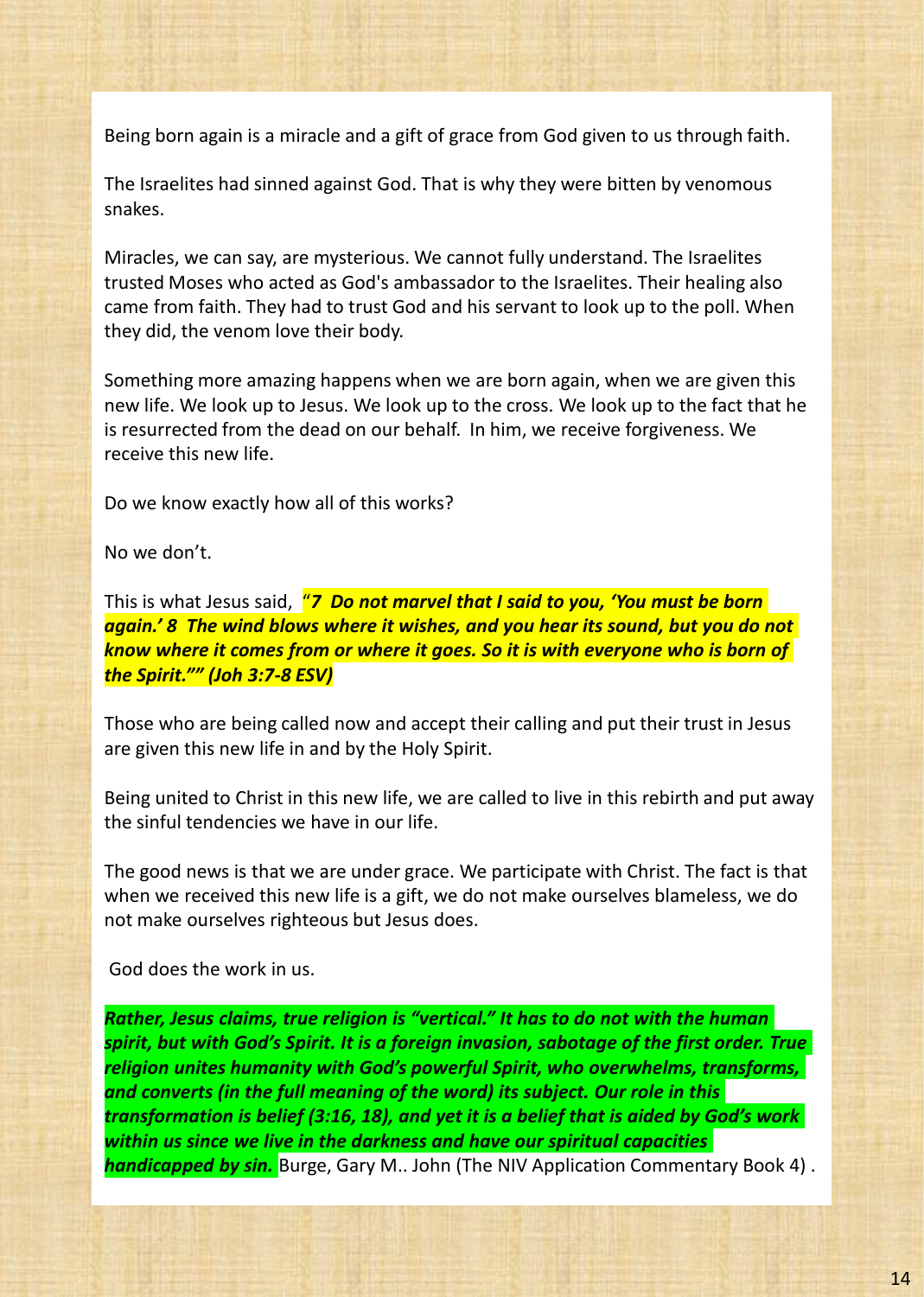Being born again is a miracle and a gift of grace from God given to us through faith.

The Israelites had sinned against God. That is why they were bitten by venomous snakes.

Miracles, we can say, are mysterious. We cannot fully understand. The Israelites trusted Moses who acted as God's ambassador to the Israelites. Their healing also came from faith. They had to trust God and his servant to look up to the poll. When they did, the venom love their body.

Something more amazing happens when we are born again, when we are given this new life. We look up to Jesus. We look up to the cross. We look up to the fact that he is resurrected from the dead on our behalf. In him, we receive forgiveness. We receive this new life.

Do we know exactly how all of this works?

No we don't.

This is what Jesus said, "***7 Do not marvel that I said to you, 'You must be born again.' 8 The wind blows where it wishes, and you hear its sound, but you do not know where it comes from or where it goes. So it is with everyone who is born of the Spirit."" (Joh 3:7-8 ESV)***

Those who are being called now and accept their calling and put their trust in Jesus are given this new life in and by the Holy Spirit.

Being united to Christ in this new life, we are called to live in this rebirth and put away the sinful tendencies we have in our life.

The good news is that we are under grace. We participate with Christ. The fact is that when we received this new life is a gift, we do not make ourselves blameless, we do not make ourselves righteous but Jesus does.

God does the work in us.

***Rather, Jesus claims, true religion is "vertical." It has to do not with the human spirit, but with God's Spirit. It is a foreign invasion, sabotage of the first order. True religion unites humanity with God's powerful Spirit, who overwhelms, transforms, and converts (in the full meaning of the word) its subject. Our role in this transformation is belief (3:16, 18), and yet it is a belief that is aided by God's work within us since we live in the darkness and have our spiritual capacities handicapped by sin.*** Burge, Gary M.. John (The NIV Application Commentary Book 4) .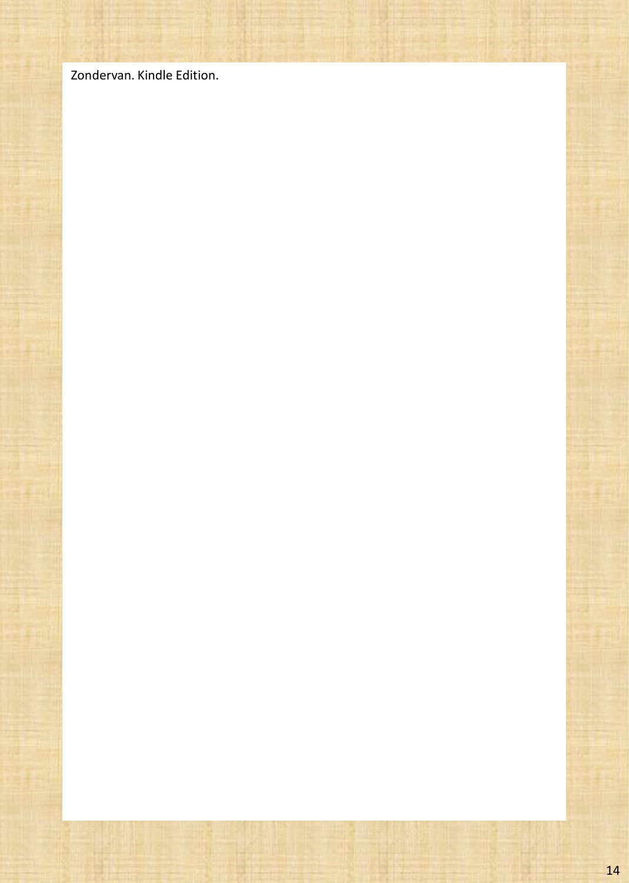Zondervan. Kindle Edition.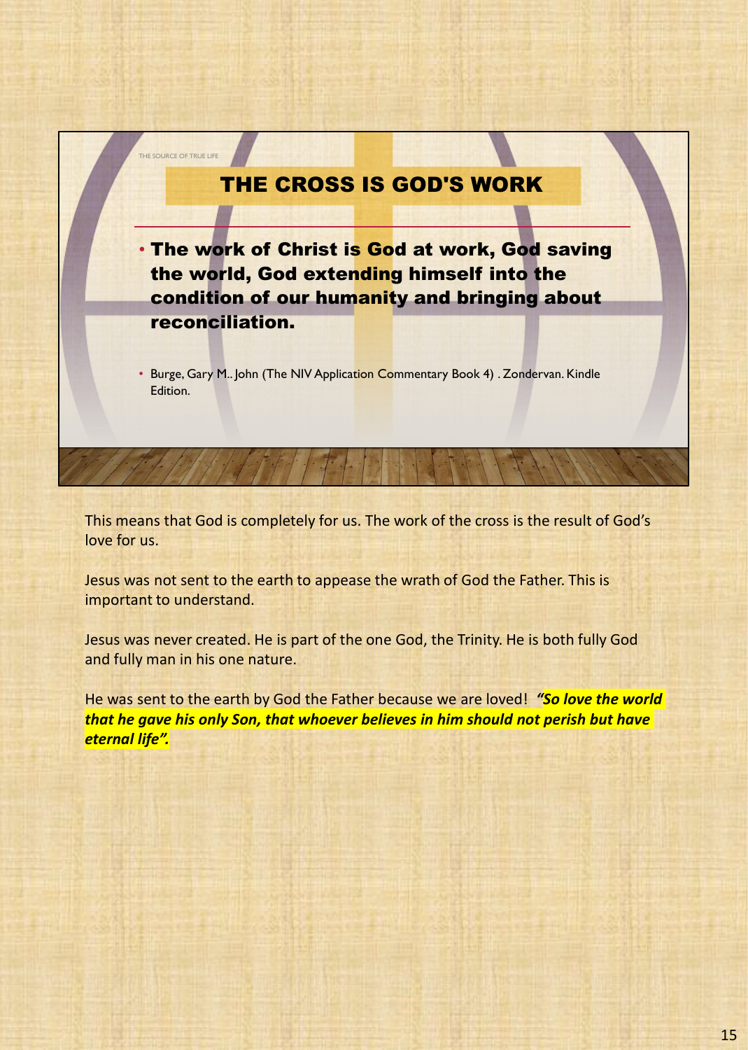THE SOURCE OF TRUE LIFE

# THE CROSS IS GOD'S WORK

- **The work of Christ is God at work, God saving the world, God extending himself into the condition of our humanity and bringing about reconciliation.**

- Burge, Gary M.. John (The NIV Application Commentary Book 4) . Zondervan. Kindle Edition.

This means that God is completely for us. The work of the cross is the result of God's love for us.

Jesus was not sent to the earth to appease the wrath of God the Father. This is important to understand.

Jesus was never created. He is part of the one God, the Trinity. He is both fully God and fully man in his one nature.

He was sent to the earth by God the Father because we are loved! ***"So love the world that he gave his only Son, that whoever believes in him should not perish but have eternal life".***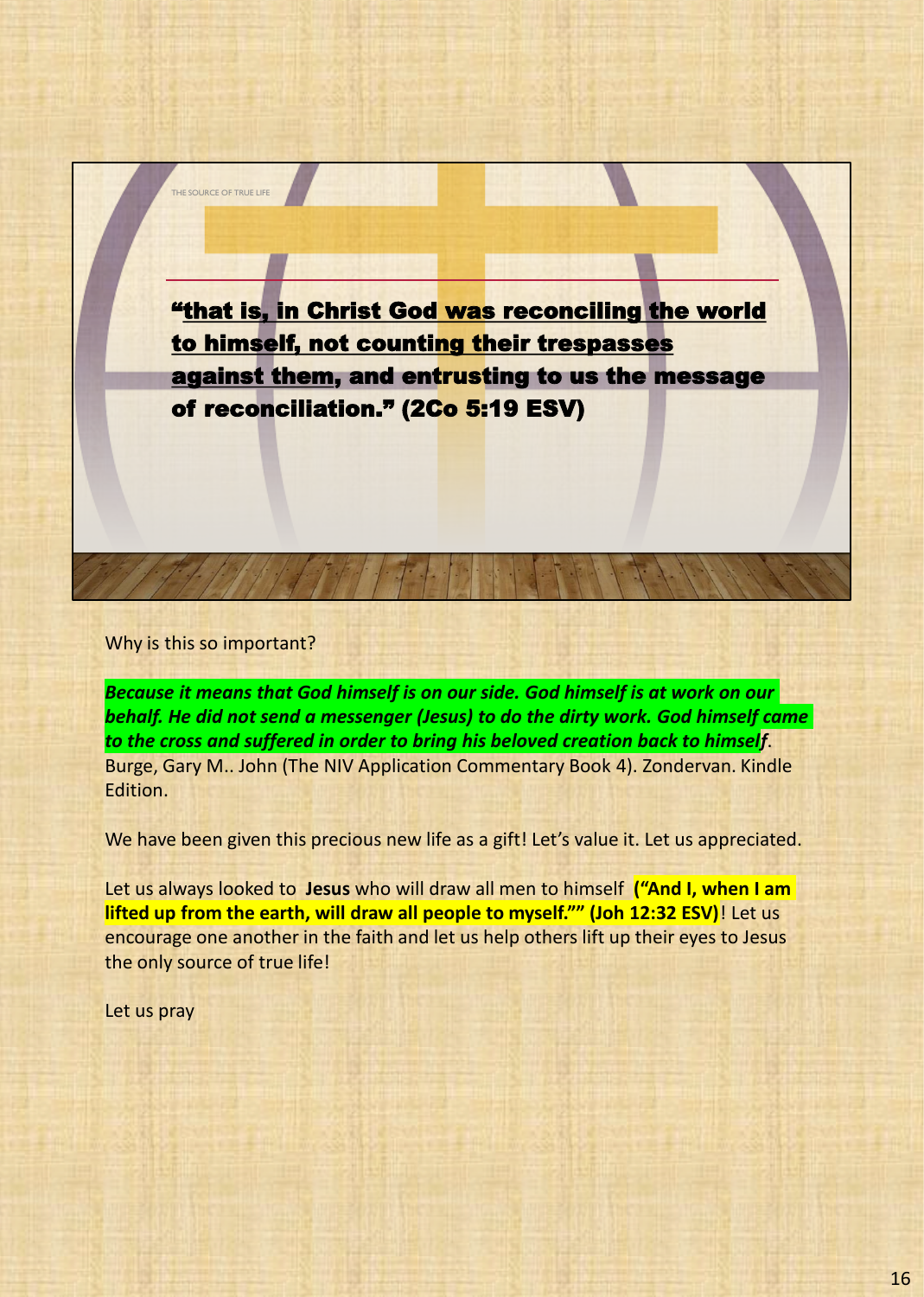THE SOURCE OF TRUE LIFE

**"that is, in Christ God was reconciling the world to himself, not counting their trespasses against them, and entrusting to us the message of reconciliation." (2Co 5:19 ESV)**

Why is this so important?

***Because it means that God himself is on our side. God himself is at work on our behalf. He did not send a messenger (Jesus) to do the dirty work. God himself came to the cross and suffered in order to bring his beloved creation back to himself***. Burge, Gary M.. John (The NIV Application Commentary Book 4). Zondervan. Kindle Edition.

We have been given this precious new life as a gift! Let's value it. Let us appreciated.

Let us always looked to **Jesus** who will draw all men to himself **("And I, when I am lifted up from the earth, will draw all people to myself."" (Joh 12:32 ESV)**! Let us encourage one another in the faith and let us help others lift up their eyes to Jesus the only source of true life!

Let us pray